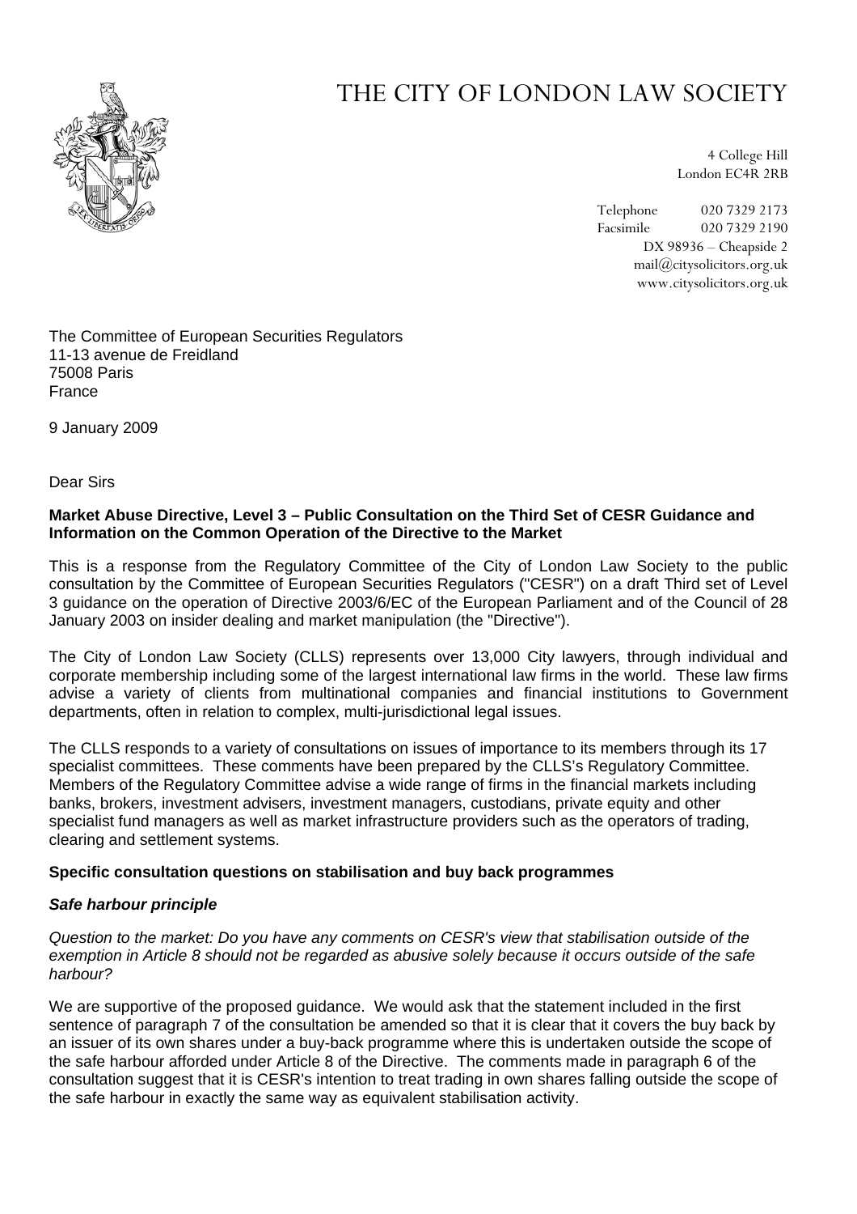# THE CITY OF LONDON LAW SOCIETY

4 College Hill
London EC4R 2RB

Telephone 020 7329 2173
Facsimile 020 7329 2190
DX 98936 – Cheapside 2
mail@citysolicitors.org.uk
www.citysolicitors.org.uk

The Committee of European Securities Regulators
11-13 avenue de Freidland
75008 Paris
France

9 January 2009

Dear Sirs

**Market Abuse Directive, Level 3 – Public Consultation on the Third Set of CESR Guidance and Information on the Common Operation of the Directive to the Market**

This is a response from the Regulatory Committee of the City of London Law Society to the public consultation by the Committee of European Securities Regulators ("CESR") on a draft Third set of Level 3 guidance on the operation of Directive 2003/6/EC of the European Parliament and of the Council of 28 January 2003 on insider dealing and market manipulation (the "Directive").

The City of London Law Society (CLLS) represents over 13,000 City lawyers, through individual and corporate membership including some of the largest international law firms in the world. These law firms advise a variety of clients from multinational companies and financial institutions to Government departments, often in relation to complex, multi-jurisdictional legal issues.

The CLLS responds to a variety of consultations on issues of importance to its members through its 17 specialist committees. These comments have been prepared by the CLLS's Regulatory Committee. Members of the Regulatory Committee advise a wide range of firms in the financial markets including banks, brokers, investment advisers, investment managers, custodians, private equity and other specialist fund managers as well as market infrastructure providers such as the operators of trading, clearing and settlement systems.

**Specific consultation questions on stabilisation and buy back programmes**

***Safe harbour principle***

*Question to the market: Do you have any comments on CESR's view that stabilisation outside of the exemption in Article 8 should not be regarded as abusive solely because it occurs outside of the safe harbour?*

We are supportive of the proposed guidance. We would ask that the statement included in the first sentence of paragraph 7 of the consultation be amended so that it is clear that it covers the buy back by an issuer of its own shares under a buy-back programme where this is undertaken outside the scope of the safe harbour afforded under Article 8 of the Directive. The comments made in paragraph 6 of the consultation suggest that it is CESR's intention to treat trading in own shares falling outside the scope of the safe harbour in exactly the same way as equivalent stabilisation activity.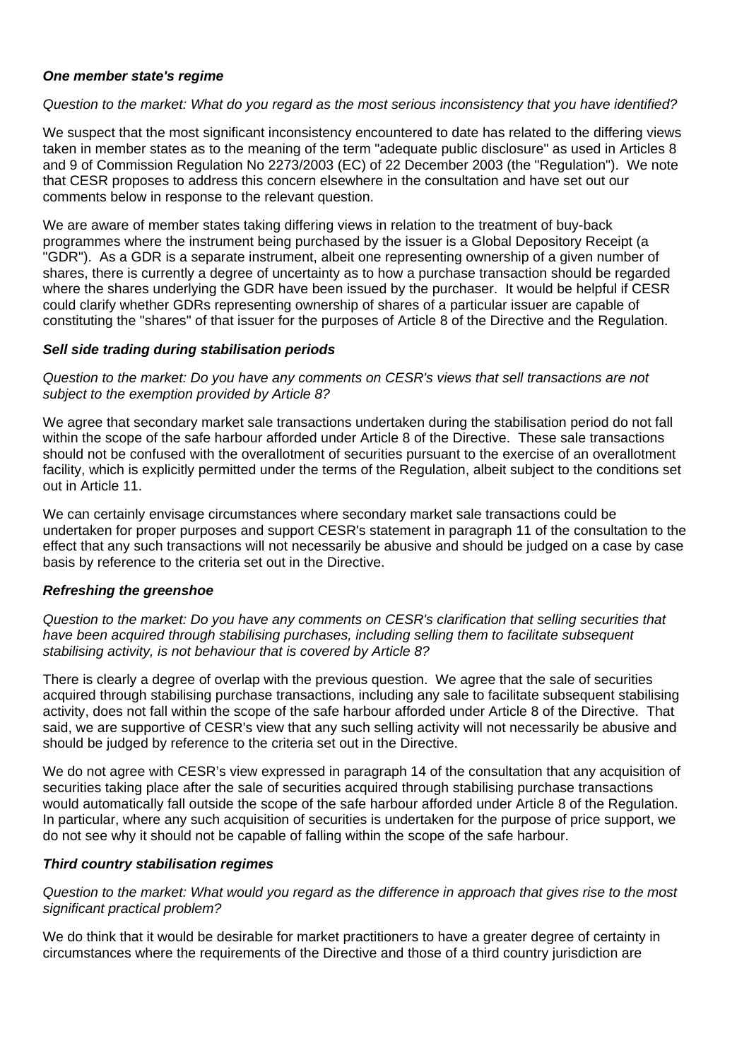### *One member state's regime*

*Question to the market: What do you regard as the most serious inconsistency that you have identified?*

We suspect that the most significant inconsistency encountered to date has related to the differing views taken in member states as to the meaning of the term "adequate public disclosure" as used in Articles 8 and 9 of Commission Regulation No 2273/2003 (EC) of 22 December 2003 (the "Regulation"). We note that CESR proposes to address this concern elsewhere in the consultation and have set out our comments below in response to the relevant question.

We are aware of member states taking differing views in relation to the treatment of buy-back programmes where the instrument being purchased by the issuer is a Global Depository Receipt (a "GDR"). As a GDR is a separate instrument, albeit one representing ownership of a given number of shares, there is currently a degree of uncertainty as to how a purchase transaction should be regarded where the shares underlying the GDR have been issued by the purchaser. It would be helpful if CESR could clarify whether GDRs representing ownership of shares of a particular issuer are capable of constituting the "shares" of that issuer for the purposes of Article 8 of the Directive and the Regulation.

### *Sell side trading during stabilisation periods*

*Question to the market: Do you have any comments on CESR's views that sell transactions are not subject to the exemption provided by Article 8?*

We agree that secondary market sale transactions undertaken during the stabilisation period do not fall within the scope of the safe harbour afforded under Article 8 of the Directive. These sale transactions should not be confused with the overallotment of securities pursuant to the exercise of an overallotment facility, which is explicitly permitted under the terms of the Regulation, albeit subject to the conditions set out in Article 11.

We can certainly envisage circumstances where secondary market sale transactions could be undertaken for proper purposes and support CESR's statement in paragraph 11 of the consultation to the effect that any such transactions will not necessarily be abusive and should be judged on a case by case basis by reference to the criteria set out in the Directive.

### *Refreshing the greenshoe*

*Question to the market: Do you have any comments on CESR's clarification that selling securities that have been acquired through stabilising purchases, including selling them to facilitate subsequent stabilising activity, is not behaviour that is covered by Article 8?*

There is clearly a degree of overlap with the previous question. We agree that the sale of securities acquired through stabilising purchase transactions, including any sale to facilitate subsequent stabilising activity, does not fall within the scope of the safe harbour afforded under Article 8 of the Directive. That said, we are supportive of CESR's view that any such selling activity will not necessarily be abusive and should be judged by reference to the criteria set out in the Directive.

We do not agree with CESR's view expressed in paragraph 14 of the consultation that any acquisition of securities taking place after the sale of securities acquired through stabilising purchase transactions would automatically fall outside the scope of the safe harbour afforded under Article 8 of the Regulation. In particular, where any such acquisition of securities is undertaken for the purpose of price support, we do not see why it should not be capable of falling within the scope of the safe harbour.

### *Third country stabilisation regimes*

*Question to the market: What would you regard as the difference in approach that gives rise to the most significant practical problem?*

We do think that it would be desirable for market practitioners to have a greater degree of certainty in circumstances where the requirements of the Directive and those of a third country jurisdiction are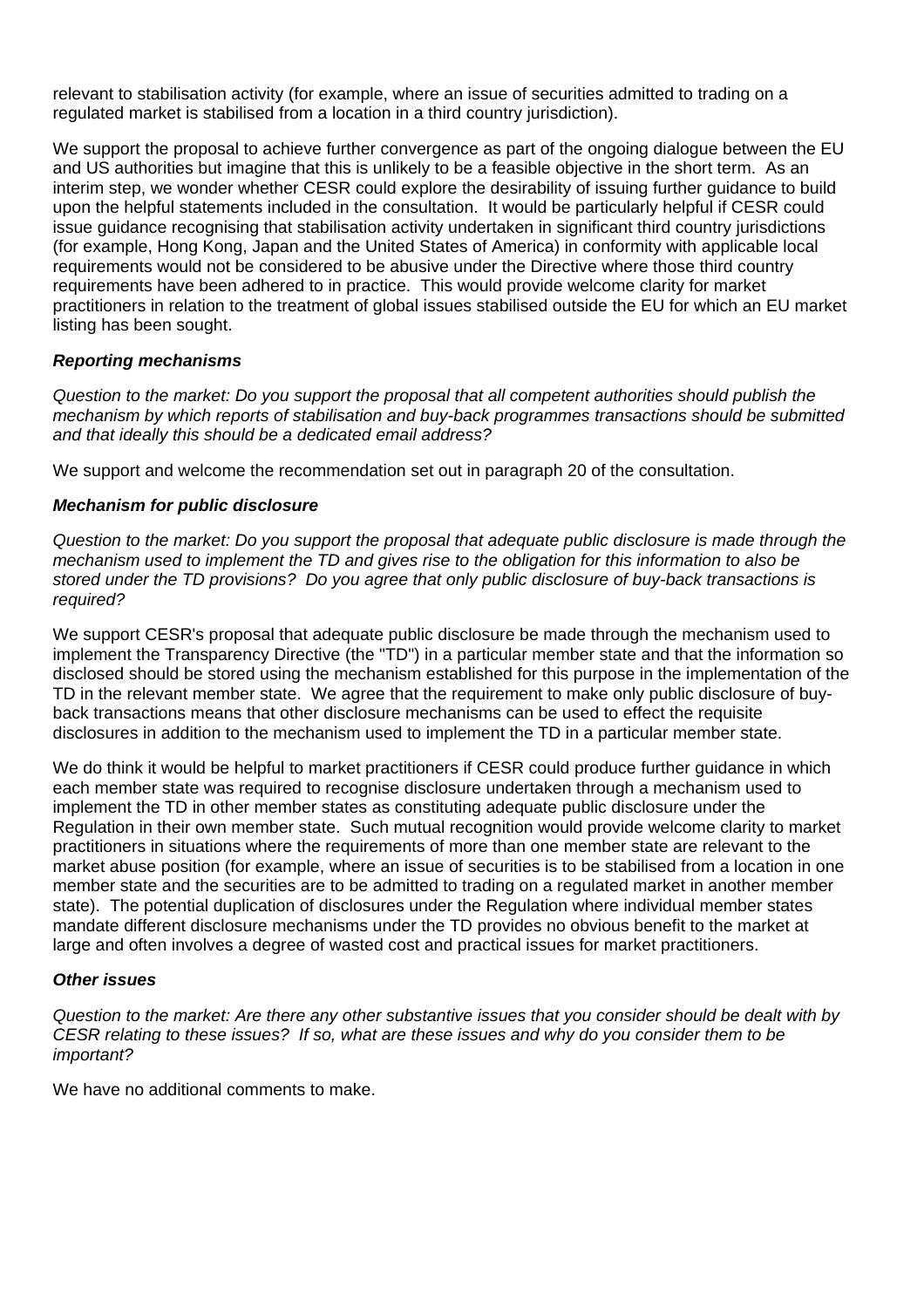relevant to stabilisation activity (for example, where an issue of securities admitted to trading on a regulated market is stabilised from a location in a third country jurisdiction).

We support the proposal to achieve further convergence as part of the ongoing dialogue between the EU and US authorities but imagine that this is unlikely to be a feasible objective in the short term. As an interim step, we wonder whether CESR could explore the desirability of issuing further guidance to build upon the helpful statements included in the consultation. It would be particularly helpful if CESR could issue guidance recognising that stabilisation activity undertaken in significant third country jurisdictions (for example, Hong Kong, Japan and the United States of America) in conformity with applicable local requirements would not be considered to be abusive under the Directive where those third country requirements have been adhered to in practice. This would provide welcome clarity for market practitioners in relation to the treatment of global issues stabilised outside the EU for which an EU market listing has been sought.

***Reporting mechanisms***

*Question to the market: Do you support the proposal that all competent authorities should publish the mechanism by which reports of stabilisation and buy-back programmes transactions should be submitted and that ideally this should be a dedicated email address?*

We support and welcome the recommendation set out in paragraph 20 of the consultation.

***Mechanism for public disclosure***

*Question to the market: Do you support the proposal that adequate public disclosure is made through the mechanism used to implement the TD and gives rise to the obligation for this information to also be stored under the TD provisions? Do you agree that only public disclosure of buy-back transactions is required?*

We support CESR's proposal that adequate public disclosure be made through the mechanism used to implement the Transparency Directive (the "TD") in a particular member state and that the information so disclosed should be stored using the mechanism established for this purpose in the implementation of the TD in the relevant member state. We agree that the requirement to make only public disclosure of buy-back transactions means that other disclosure mechanisms can be used to effect the requisite disclosures in addition to the mechanism used to implement the TD in a particular member state.

We do think it would be helpful to market practitioners if CESR could produce further guidance in which each member state was required to recognise disclosure undertaken through a mechanism used to implement the TD in other member states as constituting adequate public disclosure under the Regulation in their own member state. Such mutual recognition would provide welcome clarity to market practitioners in situations where the requirements of more than one member state are relevant to the market abuse position (for example, where an issue of securities is to be stabilised from a location in one member state and the securities are to be admitted to trading on a regulated market in another member state). The potential duplication of disclosures under the Regulation where individual member states mandate different disclosure mechanisms under the TD provides no obvious benefit to the market at large and often involves a degree of wasted cost and practical issues for market practitioners.

***Other issues***

*Question to the market: Are there any other substantive issues that you consider should be dealt with by CESR relating to these issues? If so, what are these issues and why do you consider them to be important?*

We have no additional comments to make.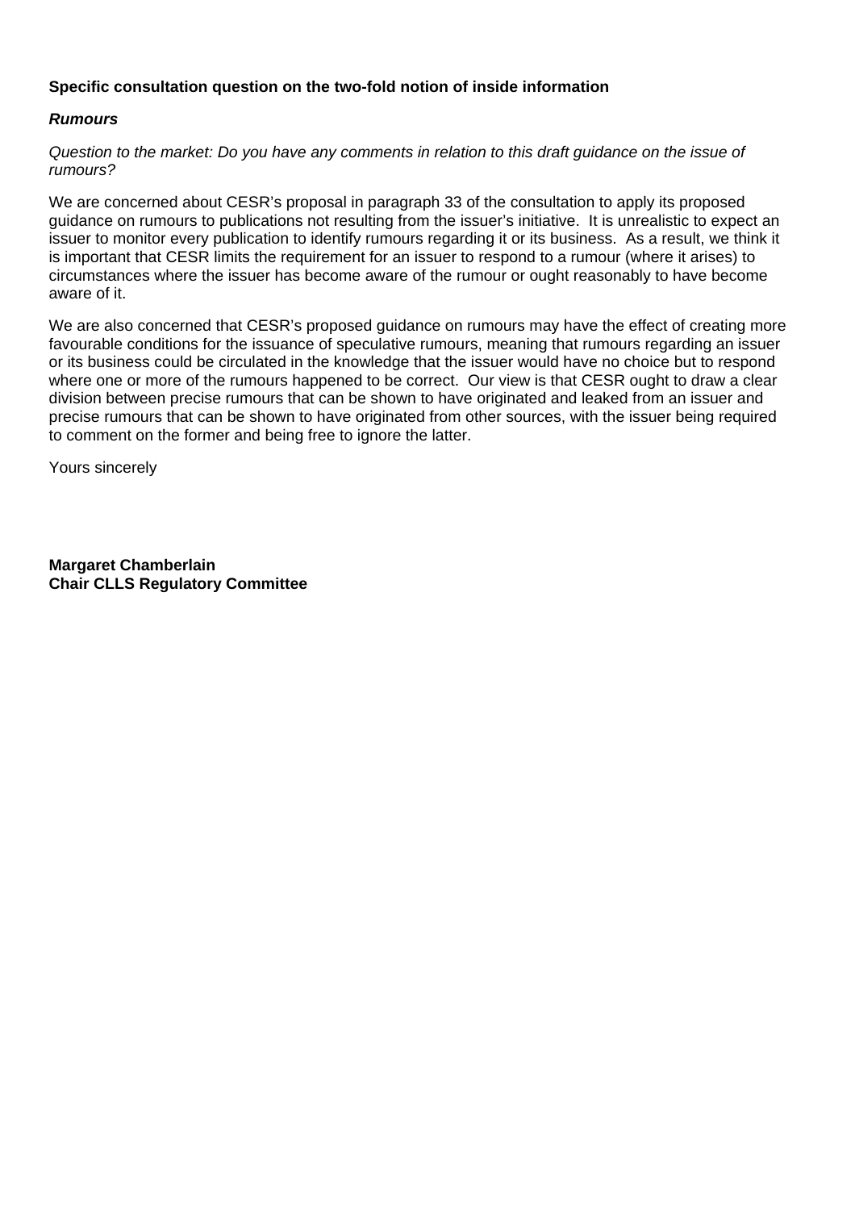**Specific consultation question on the two-fold notion of inside information**

***Rumours***

*Question to the market: Do you have any comments in relation to this draft guidance on the issue of rumours?*

We are concerned about CESR's proposal in paragraph 33 of the consultation to apply its proposed guidance on rumours to publications not resulting from the issuer's initiative. It is unrealistic to expect an issuer to monitor every publication to identify rumours regarding it or its business. As a result, we think it is important that CESR limits the requirement for an issuer to respond to a rumour (where it arises) to circumstances where the issuer has become aware of the rumour or ought reasonably to have become aware of it.

We are also concerned that CESR's proposed guidance on rumours may have the effect of creating more favourable conditions for the issuance of speculative rumours, meaning that rumours regarding an issuer or its business could be circulated in the knowledge that the issuer would have no choice but to respond where one or more of the rumours happened to be correct. Our view is that CESR ought to draw a clear division between precise rumours that can be shown to have originated and leaked from an issuer and precise rumours that can be shown to have originated from other sources, with the issuer being required to comment on the former and being free to ignore the latter.

Yours sincerely

**Margaret Chamberlain**
**Chair CLLS Regulatory Committee**